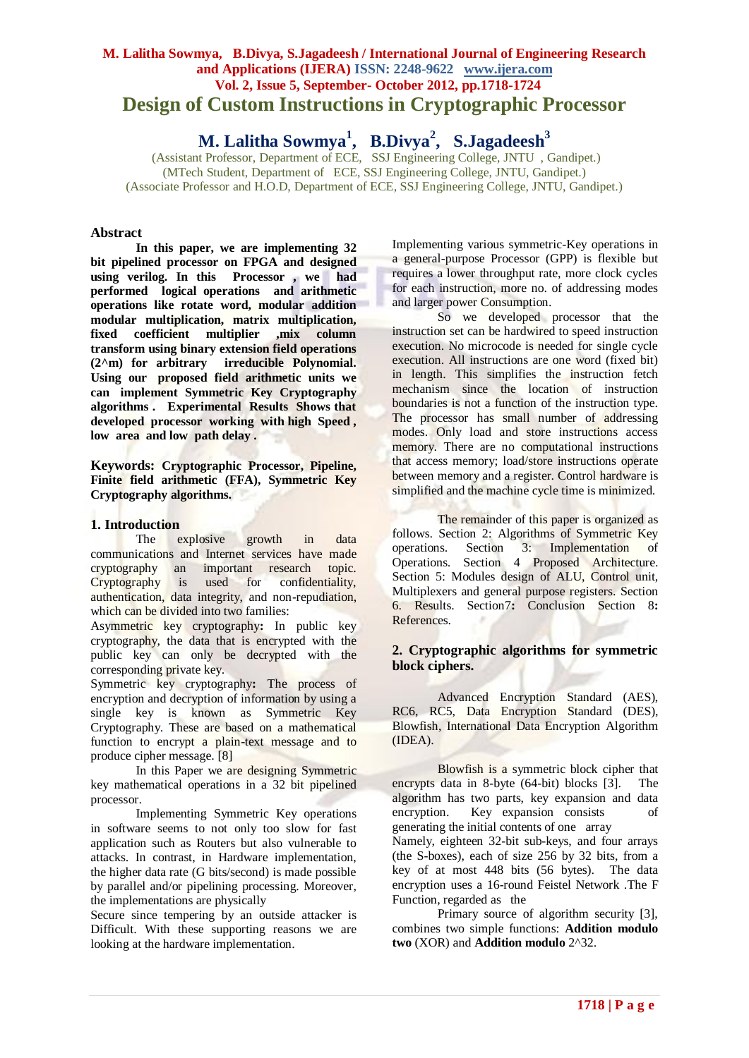# Design of Custom Instructions in Cryptographic Processor

**M. Lalitha Sowmya[1], B.Divya[2], S.Jagadeesh[3]**

(Assistant Professor, Department of ECE, SSJ Engineering College, JNTU , Gandipet.)
(MTech Student, Department of ECE, SSJ Engineering College, JNTU, Gandipet.)
(Associate Professor and H.O.D, Department of ECE, SSJ Engineering College, JNTU, Gandipet.)

## Abstract

**In this paper, we are implementing 32 bit pipelined processor on FPGA and designed using verilog. In this Processor , we had performed logical operations and arithmetic operations like rotate word, modular addition modular multiplication, matrix multiplication, fixed coefficient multiplier ,mix column transform using binary extension field operations (2^m) for arbitrary irreducible Polynomial. Using our proposed field arithmetic units we can implement Symmetric Key Cryptography algorithms . Experimental Results Shows that developed processor working with high Speed , low area and low path delay .**

**Keywords: Cryptographic Processor, Pipeline, Finite field arithmetic (FFA), Symmetric Key Cryptography algorithms.**

## 1. Introduction

The explosive growth in data communications and Internet services have made cryptography an important research topic. Cryptography is used for confidentiality, authentication, data integrity, and non-repudiation, which can be divided into two families:

Asymmetric key cryptography**:** In public key cryptography, the data that is encrypted with the public key can only be decrypted with the corresponding private key.

Symmetric key cryptography**:** The process of encryption and decryption of information by using a single key is known as Symmetric Key Cryptography. These are based on a mathematical function to encrypt a plain-text message and to produce cipher message. [8]

In this Paper we are designing Symmetric key mathematical operations in a 32 bit pipelined processor.

Implementing Symmetric Key operations in software seems to not only too slow for fast application such as Routers but also vulnerable to attacks. In contrast, in Hardware implementation, the higher data rate (G bits/second) is made possible by parallel and/or pipelining processing. Moreover, the implementations are physically Secure since tempering by an outside attacker is Difficult. With these supporting reasons we are looking at the hardware implementation.

Implementing various symmetric-Key operations in a general-purpose Processor (GPP) is flexible but requires a lower throughput rate, more clock cycles for each instruction, more no. of addressing modes and larger power Consumption.

So we developed processor that the instruction set can be hardwired to speed instruction execution. No microcode is needed for single cycle execution. All instructions are one word (fixed bit) in length. This simplifies the instruction fetch mechanism since the location of instruction boundaries is not a function of the instruction type. The processor has small number of addressing modes. Only load and store instructions access memory. There are no computational instructions that access memory; load/store instructions operate between memory and a register. Control hardware is simplified and the machine cycle time is minimized.

The remainder of this paper is organized as follows. Section 2: Algorithms of Symmetric Key operations. Section 3: Implementation of Operations. Section 4 Proposed Architecture. Section 5: Modules design of ALU, Control unit, Multiplexers and general purpose registers. Section 6. Results. Section7**:** Conclusion Section 8**:** References.

## 2. Cryptographic algorithms for symmetric block ciphers.

Advanced Encryption Standard (AES), RC6, RC5, Data Encryption Standard (DES), Blowfish, International Data Encryption Algorithm (IDEA).

Blowfish is a symmetric block cipher that encrypts data in 8-byte (64-bit) blocks [3]. The algorithm has two parts, key expansion and data encryption. Key expansion consists of generating the initial contents of one array Namely, eighteen 32-bit sub-keys, and four arrays (the S-boxes), each of size 256 by 32 bits, from a key of at most 448 bits (56 bytes). The data encryption uses a 16-round Feistel Network .The F Function, regarded as the

Primary source of algorithm security [3], combines two simple functions: **Addition modulo two** (XOR) and **Addition modulo** 2^32.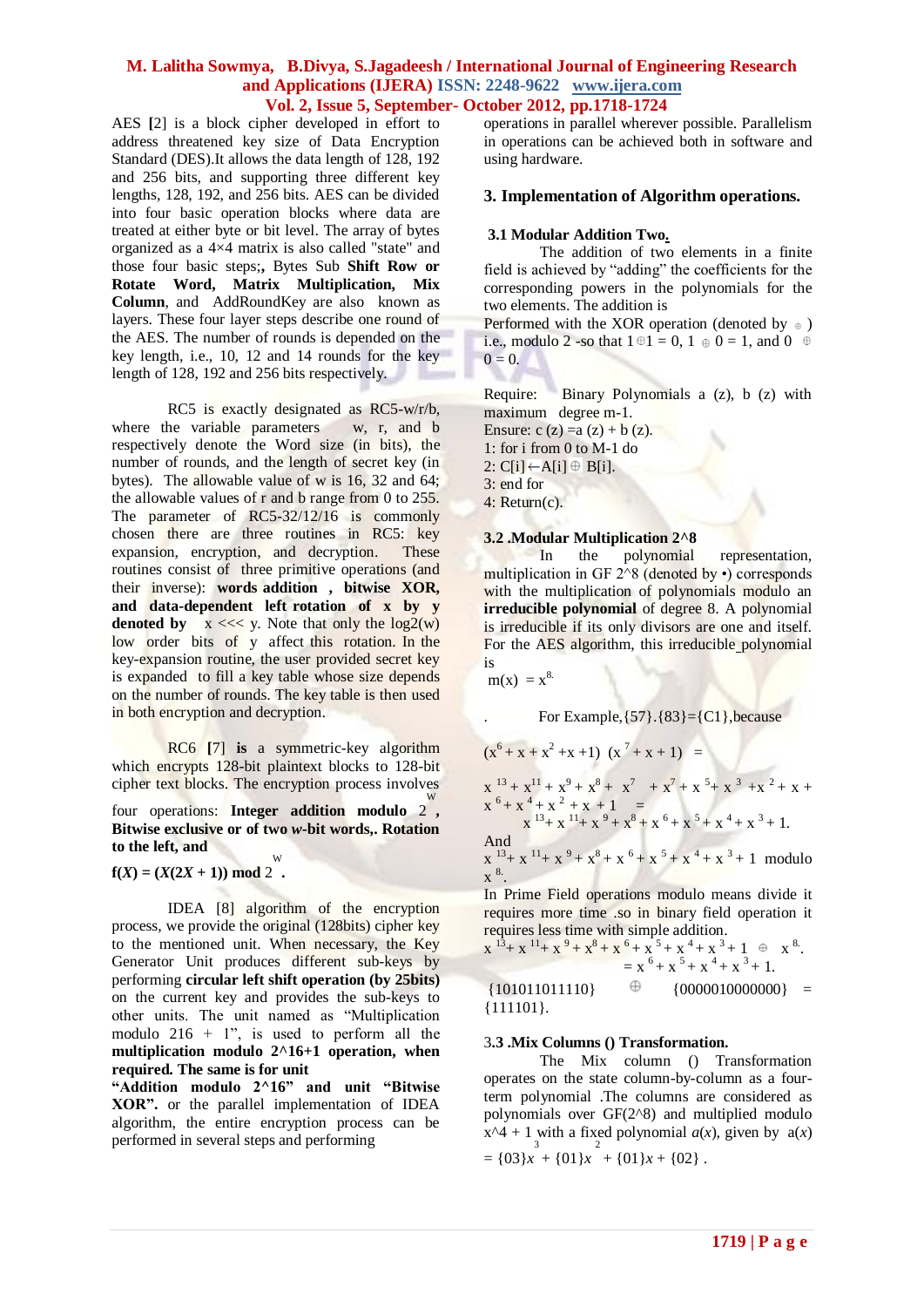AES **[**2] is a block cipher developed in effort to address threatened key size of Data Encryption Standard (DES).It allows the data length of 128, 192 and 256 bits, and supporting three different key lengths, 128, 192, and 256 bits. AES can be divided into four basic operation blocks where data are treated at either byte or bit level. The array of bytes organized as a 4×4 matrix is also called "state" and those four basic steps;**,** Bytes Sub **Shift Row or Rotate Word, Matrix Multiplication, Mix Column**, and AddRoundKey are also known as layers. These four layer steps describe one round of the AES. The number of rounds is depended on the key length, i.e., 10, 12 and 14 rounds for the key length of 128, 192 and 256 bits respectively.

RC5 is exactly designated as RC5-w/r/b, where the variable parameters w, r, and b respectively denote the Word size (in bits), the number of rounds, and the length of secret key (in bytes). The allowable value of w is 16, 32 and 64; the allowable values of r and b range from 0 to 255. The parameter of RC5-32/12/16 is commonly chosen there are three routines in RC5: key expansion, encryption, and decryption. These routines consist of three primitive operations (and their inverse): **words addition , bitwise XOR, and data-dependent left rotation of x by y denoted by** x <<< y. Note that only the log2(w) low order bits of y affect this rotation. In the key-expansion routine, the user provided secret key is expanded to fill a key table whose size depends on the number of rounds. The key table is then used in both encryption and decryption.

RC6 **[**7] **is** a symmetric-key algorithm which encrypts 128-bit plaintext blocks to 128-bit cipher text blocks. The encryption process involves four operations: **Integer addition modulo $2^w$, Bitwise exclusive or of two *w*-bit words,. Rotation to the left, and**

$$f(X) = (X(2X + 1)) \bmod 2^w .$$

IDEA [8] algorithm of the encryption process, we provide the original (128bits) cipher key to the mentioned unit. When necessary, the Key Generator Unit produces different sub-keys by performing **circular left shift operation (by 25bits)** on the current key and provides the sub-keys to other units. The unit named as "Multiplication modulo 216 + 1", is used to perform all the **multiplication modulo 2^16+1 operation, when required. The same is for unit "Addition modulo 2^16" and unit "Bitwise XOR".** or the parallel implementation of IDEA algorithm, the entire encryption process can be performed in several steps and performing operations in parallel wherever possible. Parallelism in operations can be achieved both in software and using hardware.

## 3. Implementation of Algorithm operations.

### 3.1 Modular Addition Two.

The addition of two elements in a finite field is achieved by "adding" the coefficients for the corresponding powers in the polynomials for the two elements. The addition is Performed with the XOR operation (denoted by ⊕ ) i.e., modulo 2 -so that 1⊕1 = 0, 1 ⊕ 0 = 1, and 0 ⊕ 0 = 0.

Require: Binary Polynomials a (z), b (z) with maximum degree m-1.
Ensure: c (z) =a (z) + b (z).
1: for i from 0 to M-1 do
2: C[i]←A[i] ⊕ B[i].
3: end for
4: Return(c).

### 3.2 .Modular Multiplication 2^8

In the polynomial representation, multiplication in GF 2^8 (denoted by •) corresponds with the multiplication of polynomials modulo an **irreducible polynomial** of degree 8. A polynomial is irreducible if its only divisors are one and itself. For the AES algorithm, this irreducible polynomial is

$m(x) = x^8$

. For Example,{57}.{83}={C1},because

$$(x^6 + x + x^2 + x + 1)\ (x^7 + x + 1) =$$

$$x^{13} + x^{11} + x^9 + x^8 + x^7 + x^7 + x^5 + x^3 + x^2 + x + x^6 + x^4 + x^2 + x + 1 =$$
$$x^{13} + x^{11} + x^9 + x^8 + x^6 + x^5 + x^4 + x^3 + 1.$$

And

$x^{13} + x^{11} + x^9 + x^8 + x^6 + x^5 + x^4 + x^3 + 1$ modulo $x^8$.

In Prime Field operations modulo means divide it requires more time .so in binary field operation it requires less time with simple addition.

$$x^{13} + x^{11} + x^9 + x^8 + x^6 + x^5 + x^4 + x^3 + 1 \oplus x^8.$$
$$= x^6 + x^5 + x^4 + x^3 + 1.$$

{101011011110} ⊕ {0000010000000} = {111101}.

### 3.3 .Mix Columns () Transformation.

The Mix column () Transformation operates on the state column-by-column as a four-term polynomial .The columns are considered as polynomials over GF(2^8) and multiplied modulo x^4 + 1 with a fixed polynomial $a(x)$, given by $a(x) = \{03\}x^3 + \{01\}x^2 + \{01\}x + \{02\}$ .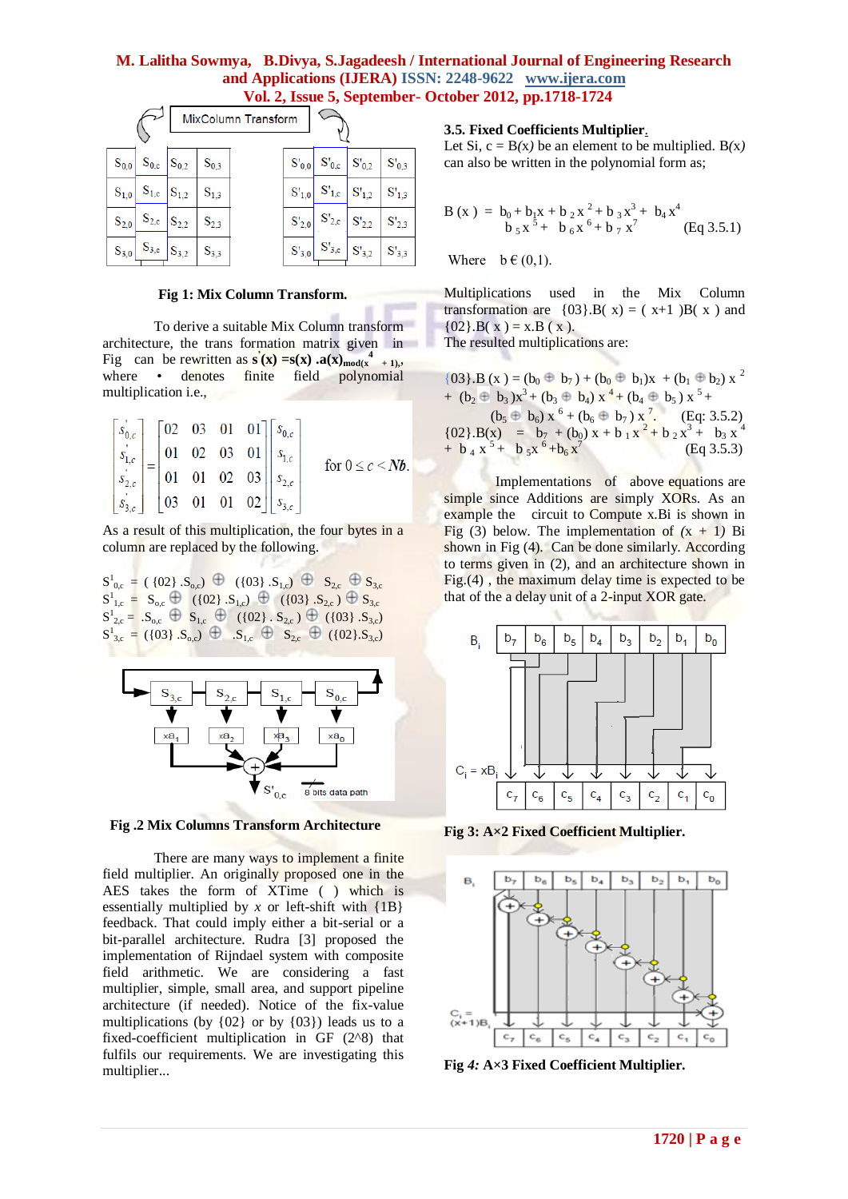Fig 1: Mix Column Transform.

To derive a suitable Mix Column transform architecture, the trans formation matrix given in Fig can be rewritten as $s'(x) = s(x) . a(x)_{mod(x^4+1)}$, where • denotes finite field polynomial multiplication i.e.,

$$\begin{bmatrix} s'_{0,c} \\ s'_{1,c} \\ s'_{2,c} \\ s'_{3,c} \end{bmatrix} = \begin{bmatrix} 02 & 03 & 01 & 01 \\ 01 & 02 & 03 & 01 \\ 01 & 01 & 02 & 03 \\ 03 & 01 & 01 & 02 \end{bmatrix} \begin{bmatrix} s_{0,c} \\ s_{1,c} \\ s_{2,c} \\ s_{3,c} \end{bmatrix} \quad \text{for } 0 \le c < Nb.$$

As a result of this multiplication, the four bytes in a column are replaced by the following.

$S^1_{0,c} = (\{02\}.S_{o,c}) \oplus (\{03\}.S_{1,c}) \oplus S_{2,c} \oplus S_{3,c}$
$S^1_{1,c} = S_{o,c} \oplus (\{02\}.S_{1,c}) \oplus (\{03\}.S_{2,c}) \oplus S_{3,c}$
$S^1_{2,c} = .S_{o,c} \oplus S_{1,c} \oplus (\{02\}.S_{2,c}) \oplus (\{03\}.S_{3,c})$
$S^1_{3,c} = (\{03\}.S_{o,c}) \oplus .S_{1,c} \oplus S_{2,c} \oplus (\{02\}.S_{3,c})$

Fig .2 Mix Columns Transform Architecture

There are many ways to implement a finite field multiplier. An originally proposed one in the AES takes the form of XTime ( ) which is essentially multiplied by $x$ or left-shift with {1B} feedback. That could imply either a bit-serial or a bit-parallel architecture. Rudra [3] proposed the implementation of Rijndael system with composite field arithmetic. We are considering a fast multiplier, simple, small area, and support pipeline architecture (if needed). Notice of the fix-value multiplications (by {02} or by {03}) leads us to a fixed-coefficient multiplication in GF (2^8) that fulfils our requirements. We are investigating this multiplier...

### 3.5. Fixed Coefficients Multiplier.

Let Si, c = B($x$) be an element to be multiplied. B($x$) can also be written in the polynomial form as;

$$B(x) = b_0 + b_1x + b_2x^2 + b_3x^3 + b_4x^4 + b_5x^5 + b_6x^6 + b_7x^7 \quad \text{(Eq 3.5.1)}$$

Where $b \in (0,1)$.

Multiplications used in the Mix Column transformation are $\{03\}.B(x) = (x+1)B(x)$ and $\{02\}.B(x) = x.B(x)$.
The resulted multiplications are:

$\{03\}.B(x) = (b_0 \oplus b_7) + (b_0 \oplus b_1)x + (b_1 \oplus b_2)x^2 + (b_2 \oplus b_3)x^3 + (b_3 \oplus b_4)x^4 + (b_4 \oplus b_5)x^5 + (b_5 \oplus b_6)x^6 + (b_6 \oplus b_7)x^7$. (Eq: 3.5.2)
$\{02\}.B(x) = b_7 + (b_0)x + b_1x^2 + b_2x^3 + b_3x^4 + b_4x^5 + b_5x^6 + b_6x^7$ (Eq 3.5.3)

Implementations of above equations are simple since Additions are simply XORs. As an example the circuit to Compute x.Bi is shown in Fig (3) below. The implementation of (x + 1) Bi shown in Fig (4). Can be done similarly. According to terms given in (2), and an architecture shown in Fig.(4) , the maximum delay time is expected to be that of the a delay unit of a 2-input XOR gate.

Fig 3: A×2 Fixed Coefficient Multiplier.

Fig 4: A×3 Fixed Coefficient Multiplier.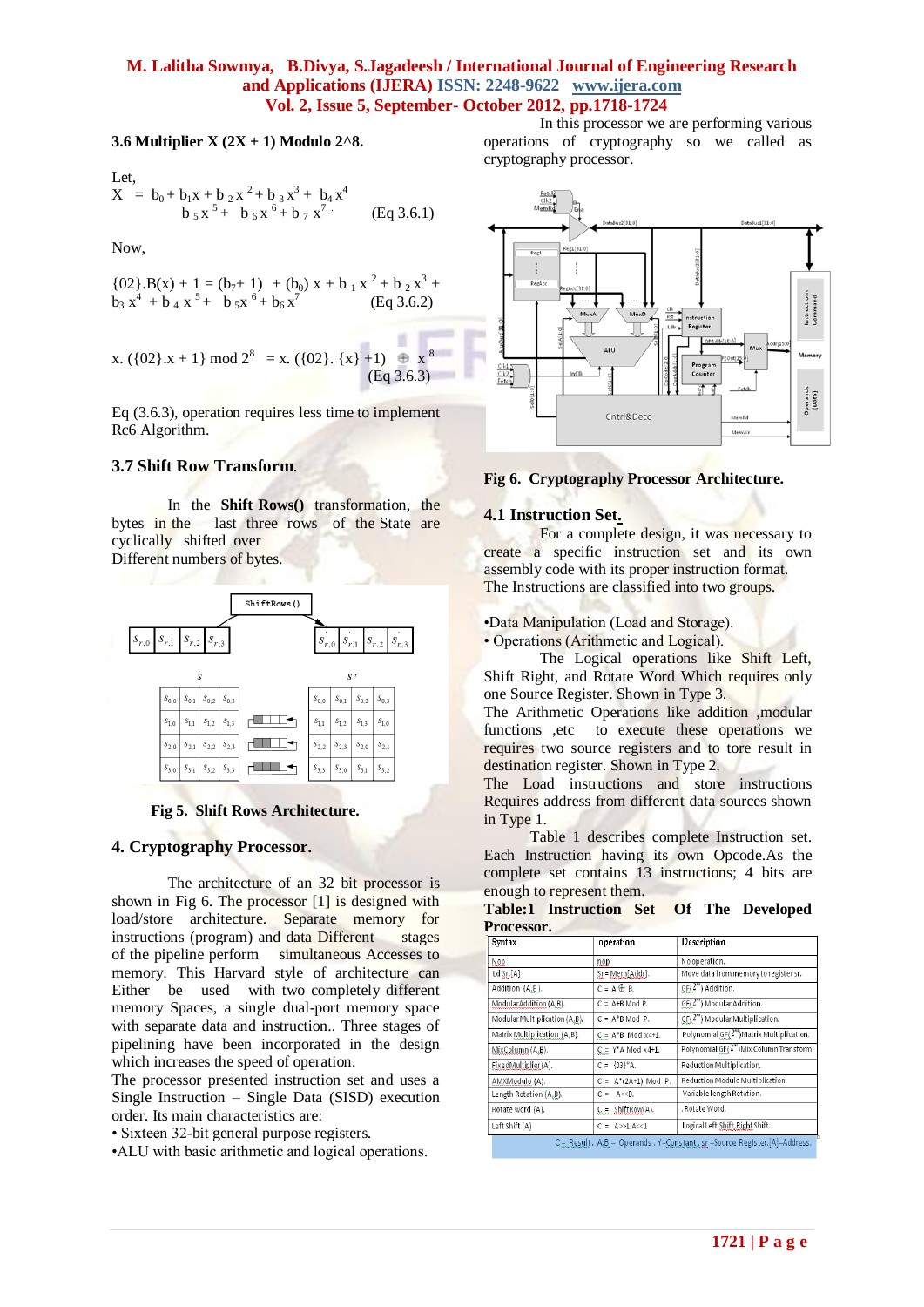### 3.6 Multiplier X (2X + 1) Modulo 2^8.

Let,

$$X = b_0 + b_1x + b_2x^2 + b_3x^3 + b_4x^4 + b_5x^5 + b_6x^6 + b_7x^7 \quad \text{(Eq 3.6.1)}$$

Now,

$$\{02\}.B(x) + 1 = (b_7 + 1) + (b_0)x + b_1x^2 + b_2x^3 + b_3x^4 + b_4x^5 + b_5x^6 + b_6x^7 \quad \text{(Eq 3.6.2)}$$

$$x.(\{02\}.x + 1) \bmod 2^8 = x.(\{02\}.\{x\} + 1) \oplus x^8 \quad \text{(Eq 3.6.3)}$$

Eq (3.6.3), operation requires less time to implement Rc6 Algorithm.

### 3.7 Shift Row Transform.

In the **Shift Rows()** transformation, the bytes in the last three rows of the State are cyclically shifted over Different numbers of bytes.

**Fig 5. Shift Rows Architecture.**

## 4. Cryptography Processor.

The architecture of an 32 bit processor is shown in Fig 6. The processor [1] is designed with load/store architecture. Separate memory for instructions (program) and data Different stages of the pipeline perform simultaneous Accesses to memory. This Harvard style of architecture can Either be used with two completely different memory Spaces, a single dual-port memory space with separate data and instruction. Three stages of pipelining have been incorporated in the design which increases the speed of operation.

The processor presented instruction set and uses a Single Instruction – Single Data (SISD) execution order. Its main characteristics are:

- Sixteen 32-bit general purpose registers.
- ALU with basic arithmetic and logical operations.

In this processor we are performing various operations of cryptography so we called as cryptography processor.

**Fig 6. Cryptography Processor Architecture.**

### 4.1 Instruction Set.

For a complete design, it was necessary to create a specific instruction set and its own assembly code with its proper instruction format. The Instructions are classified into two groups.

- Data Manipulation (Load and Storage).
- Operations (Arithmetic and Logical).

The Logical operations like Shift Left, Shift Right, and Rotate Word Which requires only one Source Register. Shown in Type 3.

The Arithmetic Operations like addition ,modular functions ,etc to execute these operations we requires two source registers and to tore result in destination register. Shown in Type 2.

The Load instructions and store instructions Requires address from different data sources shown in Type 1.

Table 1 describes complete Instruction set. Each Instruction having its own Opcode.As the complete set contains 13 instructions; 4 bits are enough to represent them.

**Table:1 Instruction Set Of The Developed Processor.**

| Syntax | operation | Description |
|---|---|---|
| Nop | nop | No operation. |
| Ld Sr,[A] | Sr = Mem[Addr]. | Move data from memory to register sr. |
| Addition (A,B). | C = A ⊕ B. | GF($2^8$) Addition. |
| ModularAddition (A,B). | C = A+B Mod P. | GF($2^m$) Modular Addition. |
| Modular Multiplication (A,B). | C = A*B Mod P. | GF($2^m$) Modular Multiplication. |
| Matrix Multiplication (A,B). | C = A*B Mod x4+1. | Polynomial GF($2^m$)Matrix Multiplication. |
| MixColumn (A,B). | C = Y*A Mod x4+1. | Polynomial GF($2^m$)Mix Column Transform. |
| FixedMultiplier (A). | C = {03}*A. | Reduction Multiplication. |
| AMXModulo (A). | C = A*(2A+1) Mod P. | Reduction Modulo Multiplication. |
| Length Rotation (A,B). | C = A<<B. | Variable length Rotation. |
| Rotate word (A). | C = ShiftRow(A). | Rotate Word. |
| Left Shift (A) | C = A>>LA<<1 | Logical Left Shift,Right Shift. |

C= Result , A,B = Operands . Y=Constant , sr =Source Register.[A]=Address.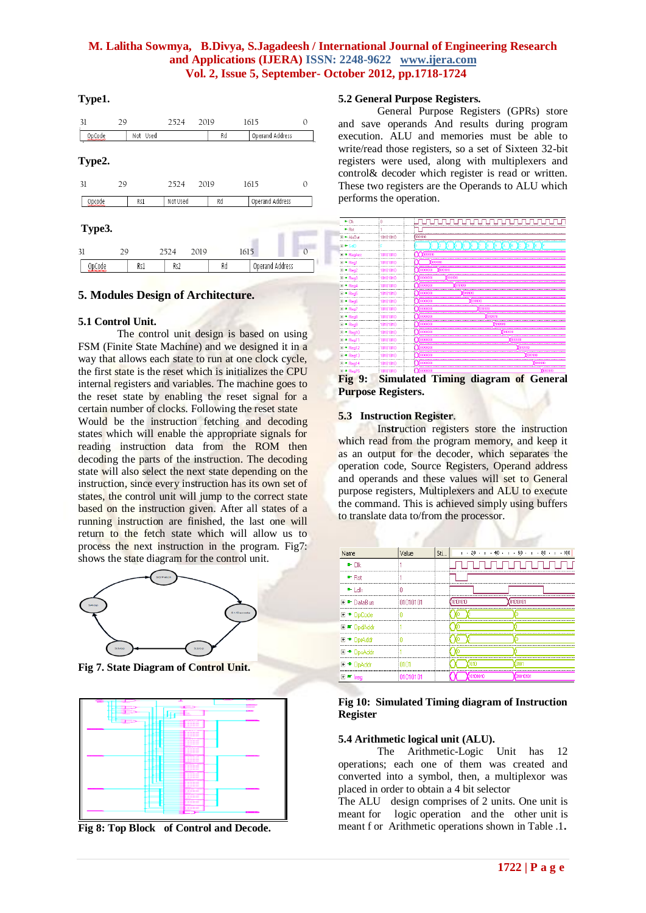**Type1.**

| 31 29 | 25 24 20 19 | 16 15 | 0 |
|---|---|---|---|
| OpCode | Not Used | Rd | Operand Address |

**Type2.**

| 31 29 | 25 24 | 20 19 | 16 15 | 0 |
|---|---|---|---|---|
| Opcode | Rs1 | Not Used | Rd | Operand Address |

**Type3.**

| 31 29 | 25 24 | 20 19 | 16 15 | 0 |
|---|---|---|---|---|
| OpCode | Rs1 | Rs2 | Rd | Operand Address |

## 5. Modules Design of Architecture.

### 5.1 Control Unit.

The control unit design is based on using FSM (Finite State Machine) and we designed it in a way that allows each state to run at one clock cycle, the first state is the reset which is initializes the CPU internal registers and variables. The machine goes to the reset state by enabling the reset signal for a certain number of clocks. Following the reset state Would be the instruction fetching and decoding states which will enable the appropriate signals for reading instruction data from the ROM then decoding the parts of the instruction. The decoding state will also select the next state depending on the instruction, since every instruction has its own set of states, the control unit will jump to the correct state based on the instruction given. After all states of a running instruction are finished, the last one will return to the fetch state which will allow us to process the next instruction in the program. Fig7: shows the state diagram for the control unit.

**Fig 7. State Diagram of Control Unit.**

**Fig 8: Top Block of Control and Decode.**

### 5.2 General Purpose Registers.

General Purpose Registers (GPRs) store and save operands And results during program execution. ALU and memories must be able to write/read those registers, so a set of Sixteen 32-bit registers were used, along with multiplexers and control& decoder which register is read or written. These two registers are the Operands to ALU which performs the operation.

**Fig 9: Simulated Timing diagram of General Purpose Registers.**

### 5.3 Instruction Register.

Instruction registers store the instruction which read from the program memory, and keep it as an output for the decoder, which separates the operation code, Source Registers, Operand address and operands and these values will set to General purpose registers, Multiplexers and ALU to execute the command. This is achieved simply using buffers to translate data to/from the processor.

**Fig 10: Simulated Timing diagram of Instruction Register**

### 5.4 Arithmetic logical unit (ALU).

The Arithmetic-Logic Unit has 12 operations; each one of them was created and converted into a symbol, then, a multiplexor was placed in order to obtain a 4 bit selector

The ALU design comprises of 2 units. One unit is meant for logic operation and the other unit is meant f or Arithmetic operations shown in Table .1.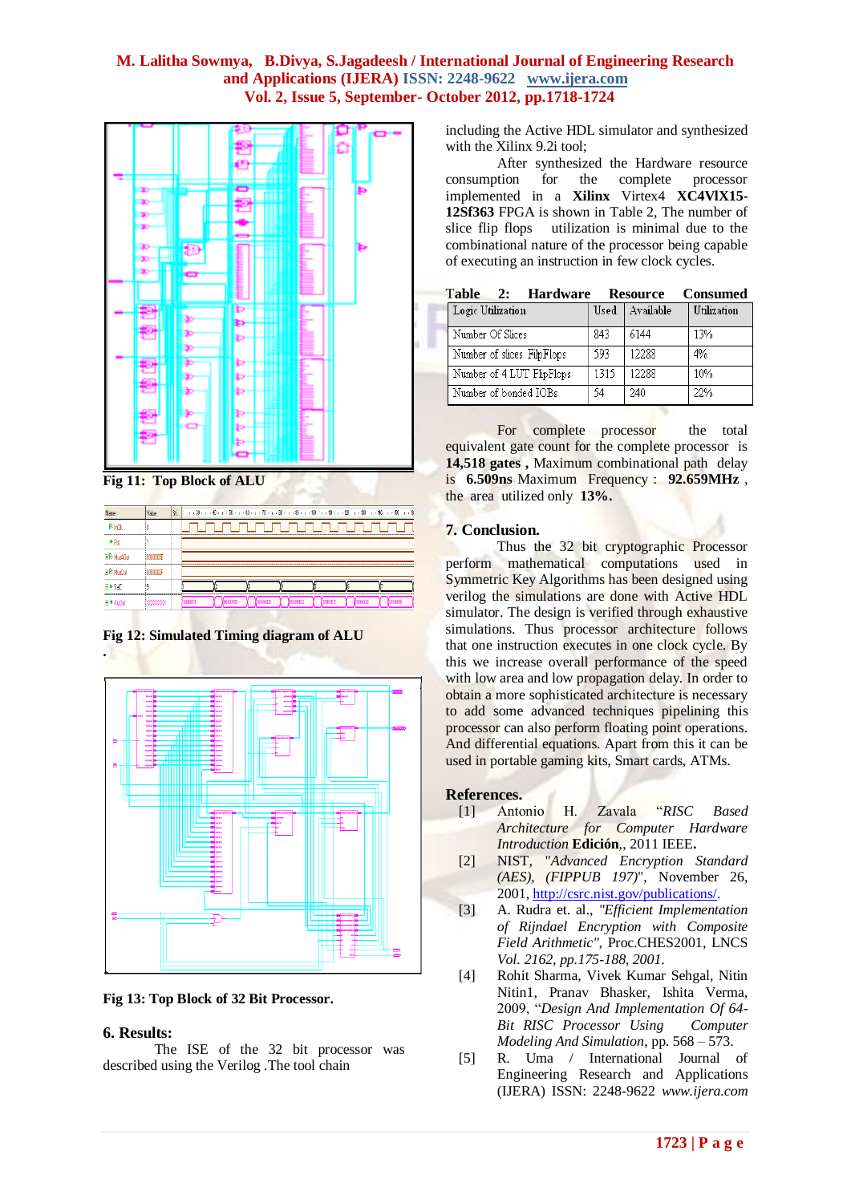Fig 11: Top Block of ALU

Fig 12: Simulated Timing diagram of ALU

.

Fig 13: Top Block of 32 Bit Processor.

## 6. Results:

The ISE of the 32 bit processor was described using the Verilog .The tool chain including the Active HDL simulator and synthesized with the Xilinx 9.2i tool;

After synthesized the Hardware resource consumption for the complete processor implemented in a **Xilinx** Virtex4 **XC4VlX15-12Sf363** FPGA is shown in Table 2, The number of slice flip flops utilization is minimal due to the combinational nature of the processor being capable of executing an instruction in few clock cycles.

**Table 2: Hardware Resource Consumed**

| Logic Utilization | Used | Available | Utilization |
|---|---|---|---|
| Number Of Slices | 843 | 6144 | 13% |
| Number of slices FlipFlops | 593 | 12288 | 4% |
| Number of 4 LUT FlipFlops | 1315 | 12288 | 10% |
| Number of bonded IOBs | 54 | 240 | 22% |

For complete processor the total equivalent gate count for the complete processor is **14,518 gates ,** Maximum combinational path delay is **6.509ns** Maximum Frequency : **92.659MHz** , the area utilized only **13%.**

## 7. Conclusion.

Thus the 32 bit cryptographic Processor perform mathematical computations used in Symmetric Key Algorithms has been designed using verilog the simulations are done with Active HDL simulator. The design is verified through exhaustive simulations. Thus processor architecture follows that one instruction executes in one clock cycle. By this we increase overall performance of the speed with low area and low propagation delay. In order to obtain a more sophisticated architecture is necessary to add some advanced techniques pipelining this processor can also perform floating point operations. And differential equations. Apart from this it can be used in portable gaming kits, Smart cards, ATMs.

## References.

[1] Antonio H. Zavala "*RISC Based Architecture for Computer Hardware Introduction* **Edición**,, 2011 IEEE**.**

[2] NIST, "*Advanced Encryption Standard (AES), (FIPPUB 197)*", November 26, 2001, http://csrc.nist.gov/publications/.

[3] A. Rudra et. al., *"Efficient Implementation of Rijndael Encryption with Composite Field Arithmetic"*, Proc.CHES2001, LNCS *Vol. 2162, pp.175-188, 2001.*

[4] Rohit Sharma, Vivek Kumar Sehgal, Nitin Nitin1, Pranav Bhasker, Ishita Verma, 2009, "*Design And Implementation Of 64-Bit RISC Processor Using Computer Modeling And Simulation*, pp. 568 – 573.

[5] R. Uma / International Journal of Engineering Research and Applications (IJERA) ISSN: 2248-9622 *www.ijera.com*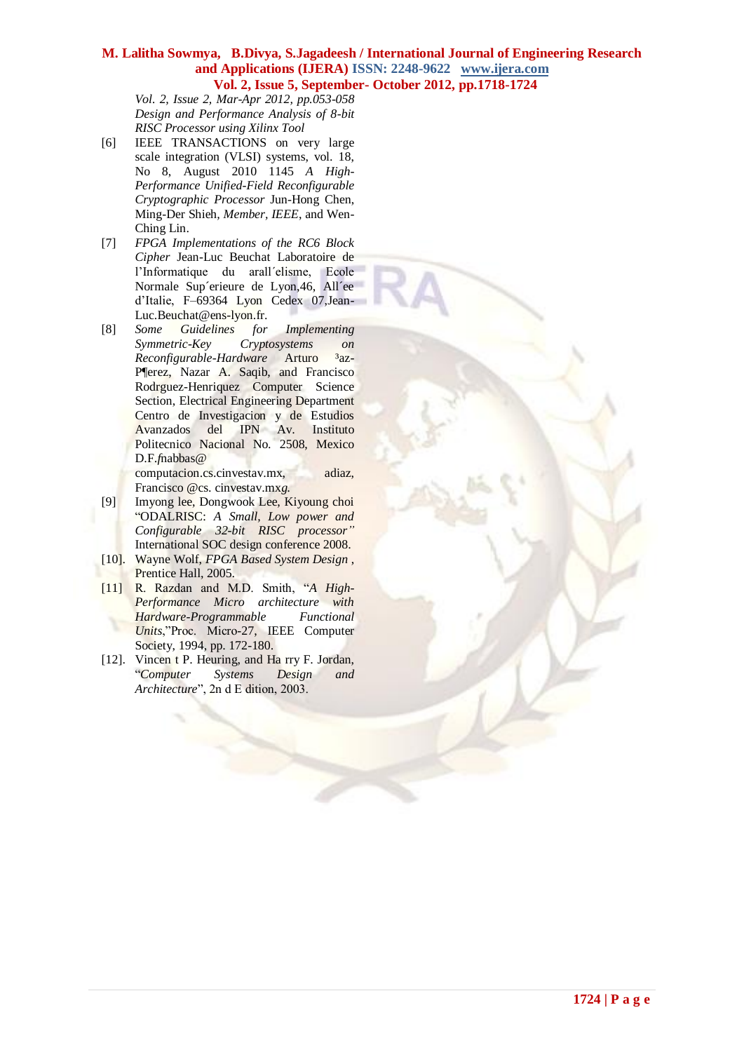*Vol. 2, Issue 2, Mar-Apr 2012, pp.053-058 Design and Performance Analysis of 8-bit RISC Processor using Xilinx Tool*

[6] IEEE TRANSACTIONS on very large scale integration (VLSI) systems, vol. 18, No 8, August 2010 1145 *A High-Performance Unified-Field Reconfigurable Cryptographic Processor* Jun-Hong Chen, Ming-Der Shieh, *Member, IEEE*, and Wen-Ching Lin.

[7] *FPGA Implementations of the RC6 Block Cipher* Jean-Luc Beuchat Laboratoire de l'Informatique du arall´elisme, Ecole Normale Sup´erieure de Lyon,46, All´ee d'Italie, F–69364 Lyon Cedex 07,Jean-Luc.Beuchat@ens-lyon.fr.

[8] *Some Guidelines for Implementing Symmetric-Key Cryptosystems on Reconfigurable-Hardware* Arturo ³az-P¶erez, Nazar A. Saqib, and Francisco Rodrguez-Henriquez Computer Science Section, Electrical Engineering Department Centro de Investigacion y de Estudios Avanzados del IPN Av. Instituto Politecnico Nacional No. 2508, Mexico D.F.*f*nabbas@ computacion.cs.cinvestav.mx, adiaz, Francisco @cs. cinvestav.mx*g.*

[9] Imyong lee, Dongwook Lee, Kiyoung choi "ODALRISC: *A Small, Low power and Configurable 32-bit RISC processor"* International SOC design conference 2008.

[10]. Wayne Wolf, *FPGA Based System Design* , Prentice Hall, 2005.

[11] R. Razdan and M.D. Smith, "*A High-Performance Micro architecture with Hardware-Programmable Functional Units*,"Proc. Micro-27, IEEE Computer Society, 1994, pp. 172-180.

[12]. Vincen t P. Heuring, and Ha rry F. Jordan, "*Computer Systems Design and Architecture*", 2n d E dition, 2003.